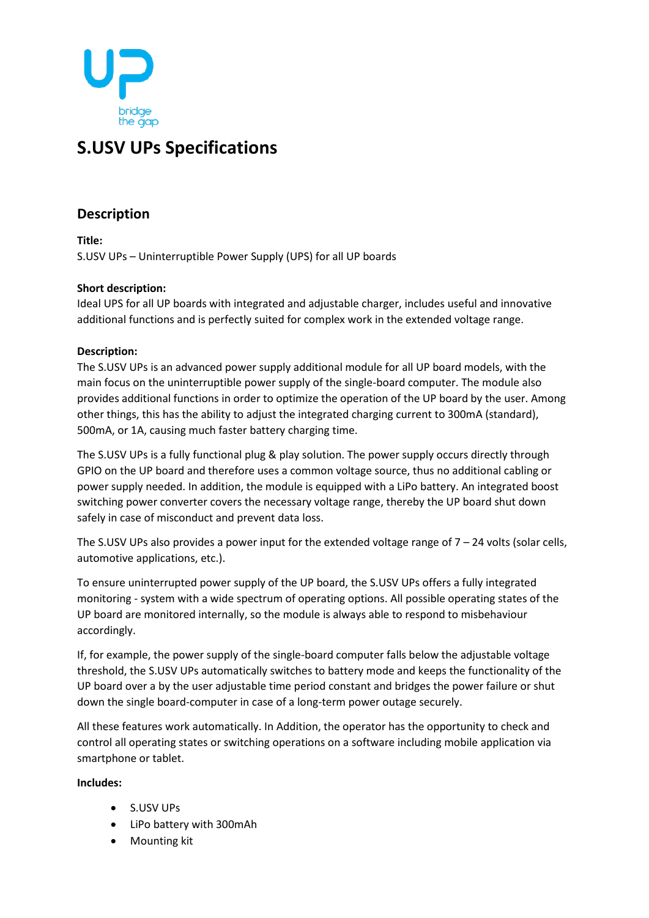# S.USV UPs Specifications

## Description

**Title:**
S.USV UPs – Uninterruptible Power Supply (UPS) for all UP boards

**Short description:**
Ideal UPS for all UP boards with integrated and adjustable charger, includes useful and innovative additional functions and is perfectly suited for complex work in the extended voltage range.

**Description:**
The S.USV UPs is an advanced power supply additional module for all UP board models, with the main focus on the uninterruptible power supply of the single-board computer. The module also provides additional functions in order to optimize the operation of the UP board by the user. Among other things, this has the ability to adjust the integrated charging current to 300mA (standard), 500mA, or 1A, causing much faster battery charging time.

The S.USV UPs is a fully functional plug & play solution. The power supply occurs directly through GPIO on the UP board and therefore uses a common voltage source, thus no additional cabling or power supply needed. In addition, the module is equipped with a LiPo battery. An integrated boost switching power converter covers the necessary voltage range, thereby the UP board shut down safely in case of misconduct and prevent data loss.

The S.USV UPs also provides a power input for the extended voltage range of 7 – 24 volts (solar cells, automotive applications, etc.).

To ensure uninterrupted power supply of the UP board, the S.USV UPs offers a fully integrated monitoring - system with a wide spectrum of operating options. All possible operating states of the UP board are monitored internally, so the module is always able to respond to misbehaviour accordingly.

If, for example, the power supply of the single-board computer falls below the adjustable voltage threshold, the S.USV UPs automatically switches to battery mode and keeps the functionality of the UP board over a by the user adjustable time period constant and bridges the power failure or shut down the single board-computer in case of a long-term power outage securely.

All these features work automatically. In Addition, the operator has the opportunity to check and control all operating states or switching operations on a software including mobile application via smartphone or tablet.

**Includes:**

- S.USV UPs
- LiPo battery with 300mAh
- Mounting kit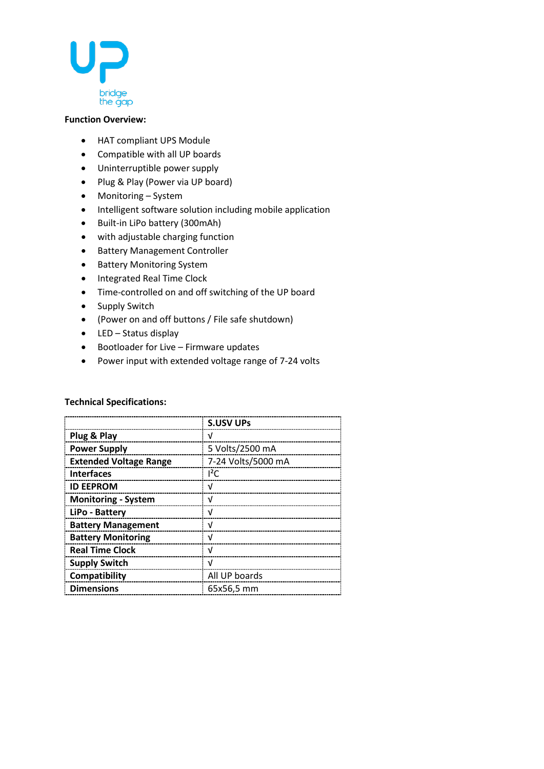UP

bridge the gap

**Function Overview:**

- HAT compliant UPS Module
- Compatible with all UP boards
- Uninterruptible power supply
- Plug & Play (Power via UP board)
- Monitoring – System
- Intelligent software solution including mobile application
- Built-in LiPo battery (300mAh)
- with adjustable charging function
- Battery Management Controller
- Battery Monitoring System
- Integrated Real Time Clock
- Time-controlled on and off switching of the UP board
- Supply Switch
- (Power on and off buttons / File safe shutdown)
- LED – Status display
- Bootloader for Live – Firmware updates
- Power input with extended voltage range of 7-24 volts

**Technical Specifications:**

| | **S.USV UPs** |
|---|---|
| **Plug & Play** | √ |
| **Power Supply** | 5 Volts/2500 mA |
| **Extended Voltage Range** | 7-24 Volts/5000 mA |
| **Interfaces** | $I^2C$ |
| **ID EEPROM** | √ |
| **Monitoring - System** | √ |
| **LiPo - Battery** | √ |
| **Battery Management** | √ |
| **Battery Monitoring** | √ |
| **Real Time Clock** | √ |
| **Supply Switch** | √ |
| **Compatibility** | All UP boards |
| **Dimensions** | 65x56,5 mm |